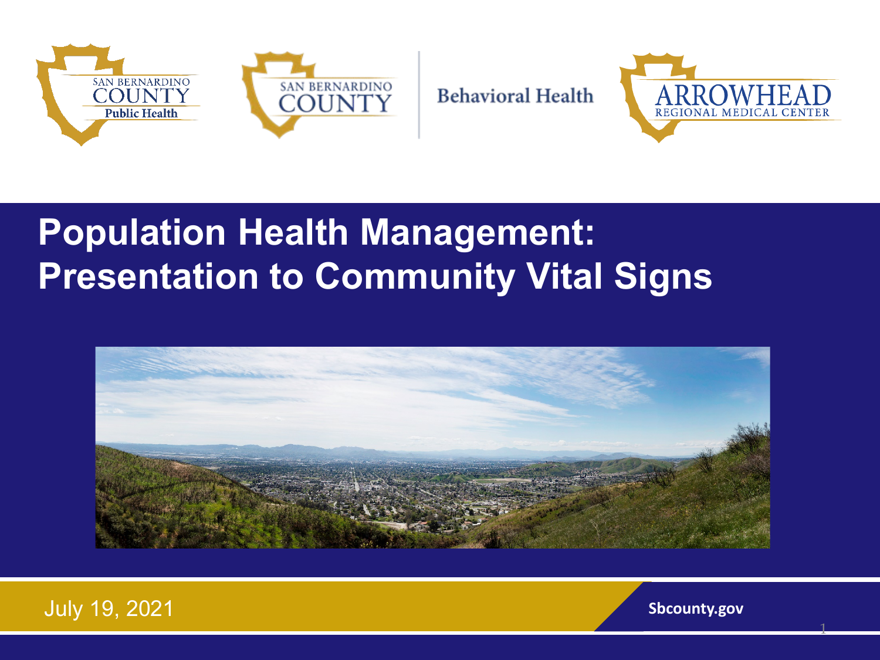SAN BERNARDINO COUNTY Public Health

SAN BERNARDINO COUNTY Behavioral Health

ARROWHEAD REGIONAL MEDICAL CENTER

# Population Health Management: Presentation to Community Vital Signs

July 19, 2021

Sbcounty.gov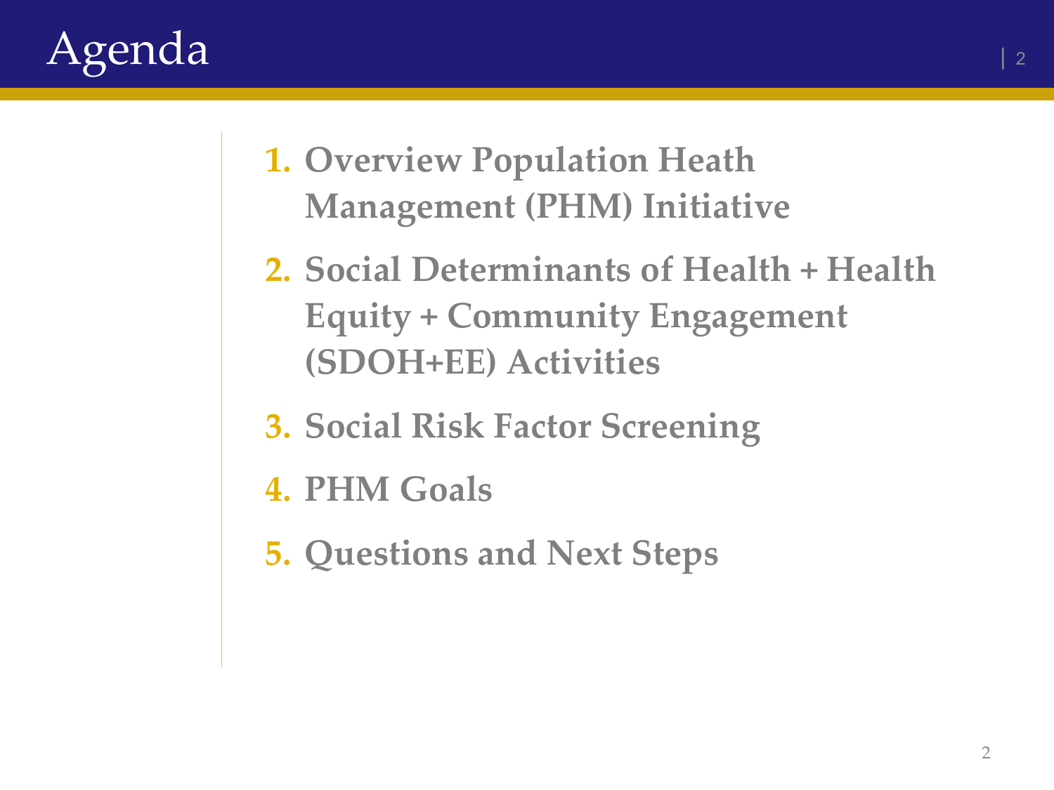# Agenda

1. **Overview Population Heath Management (PHM) Initiative**
2. **Social Determinants of Health + Health Equity + Community Engagement (SDOH+EE) Activities**
3. **Social Risk Factor Screening**
4. **PHM Goals**
5. **Questions and Next Steps**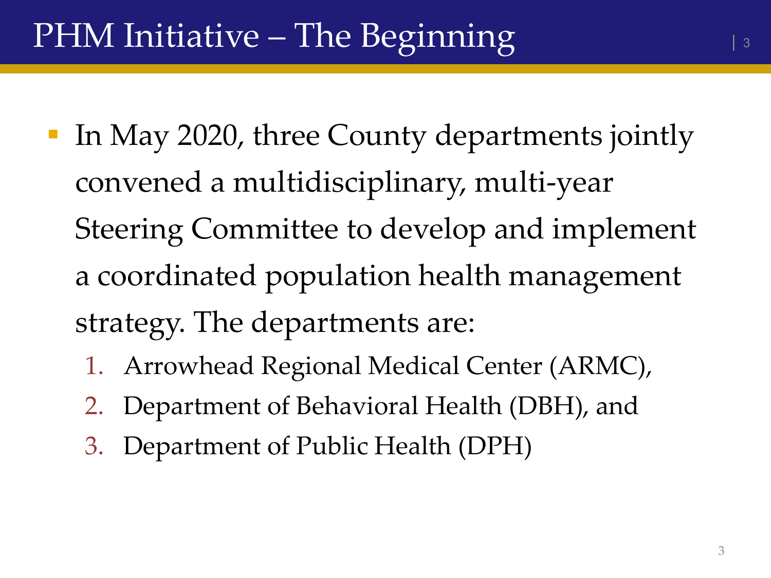# PHM Initiative – The Beginning

- In May 2020, three County departments jointly convened a multidisciplinary, multi-year Steering Committee to develop and implement a coordinated population health management strategy. The departments are:
  1. Arrowhead Regional Medical Center (ARMC),
  2. Department of Behavioral Health (DBH), and
  3. Department of Public Health (DPH)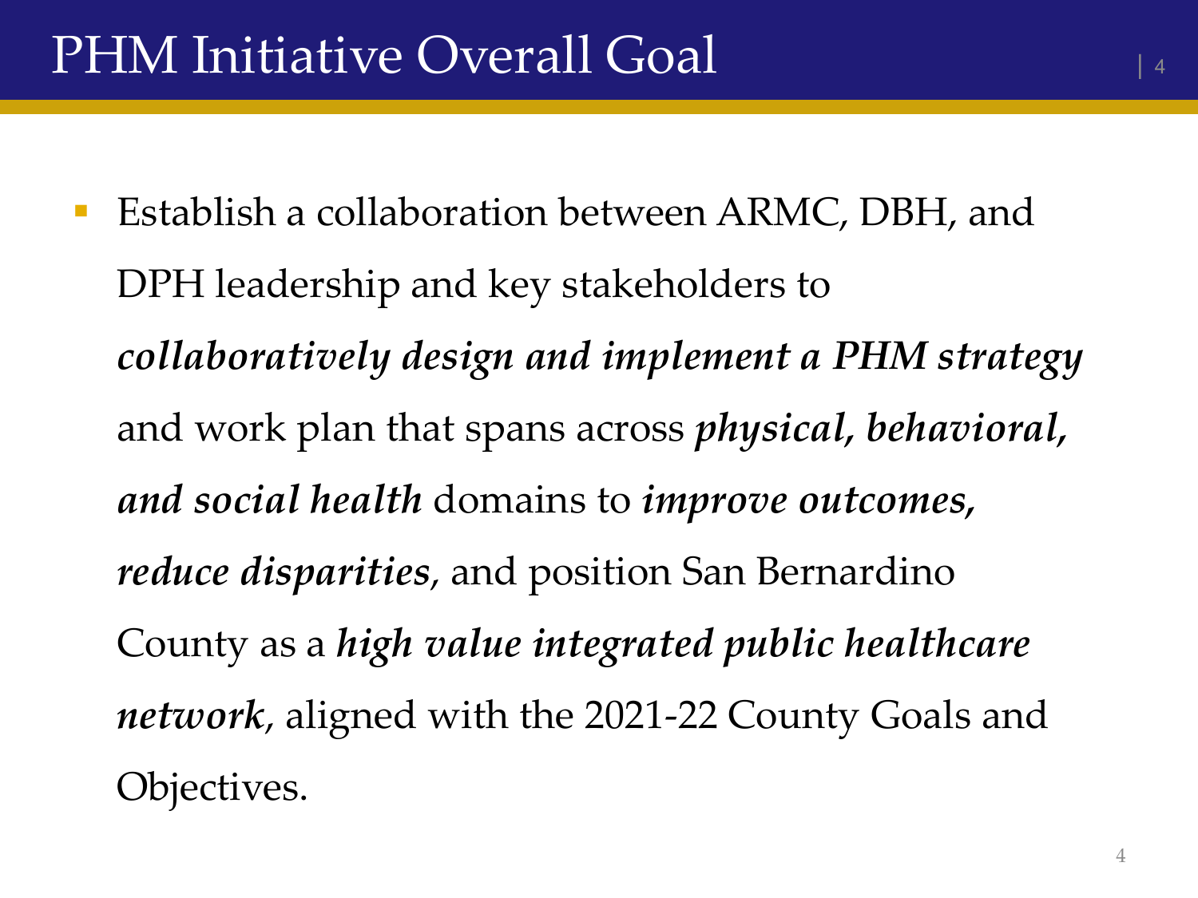# PHM Initiative Overall Goal

- Establish a collaboration between ARMC, DBH, and DPH leadership and key stakeholders to ***collaboratively design and implement a PHM strategy*** and work plan that spans across ***physical, behavioral, and social health*** domains to ***improve outcomes, reduce disparities***, and position San Bernardino County as a ***high value integrated public healthcare network***, aligned with the 2021-22 County Goals and Objectives.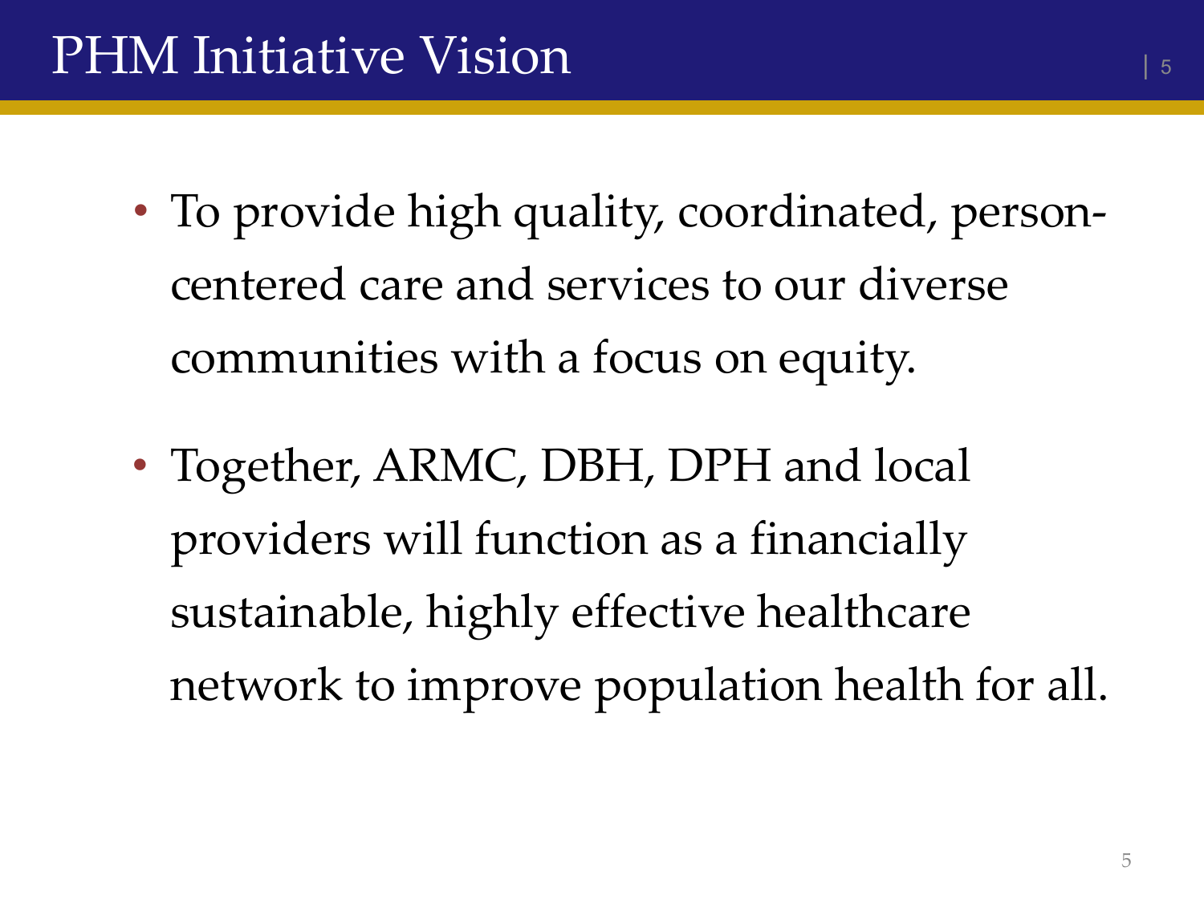# PHM Initiative Vision

- To provide high quality, coordinated, person-centered care and services to our diverse communities with a focus on equity.
- Together, ARMC, DBH, DPH and local providers will function as a financially sustainable, highly effective healthcare network to improve population health for all.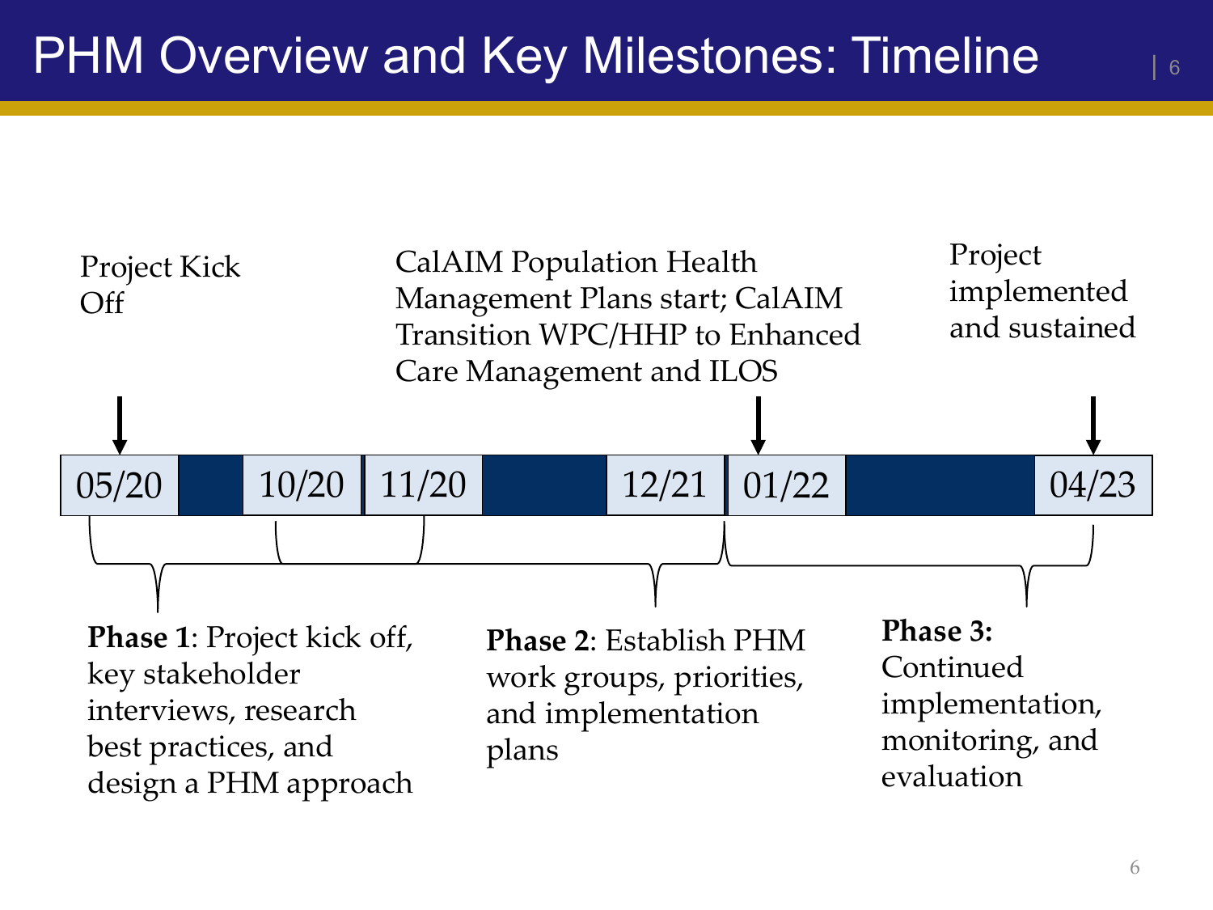# PHM Overview and Key Milestones: Timeline

Project Kick Off

CalAIM Population Health Management Plans start; CalAIM Transition WPC/HHP to Enhanced Care Management and ILOS

Project implemented and sustained

| 05/20 | | 10/20 | 11/20 | | 12/21 | 01/22 | | 04/23 |
|---|---|---|---|---|---|---|---|---|

**Phase 1**: Project kick off, key stakeholder interviews, research best practices, and design a PHM approach

**Phase 2**: Establish PHM work groups, priorities, and implementation plans

**Phase 3:** Continued implementation, monitoring, and evaluation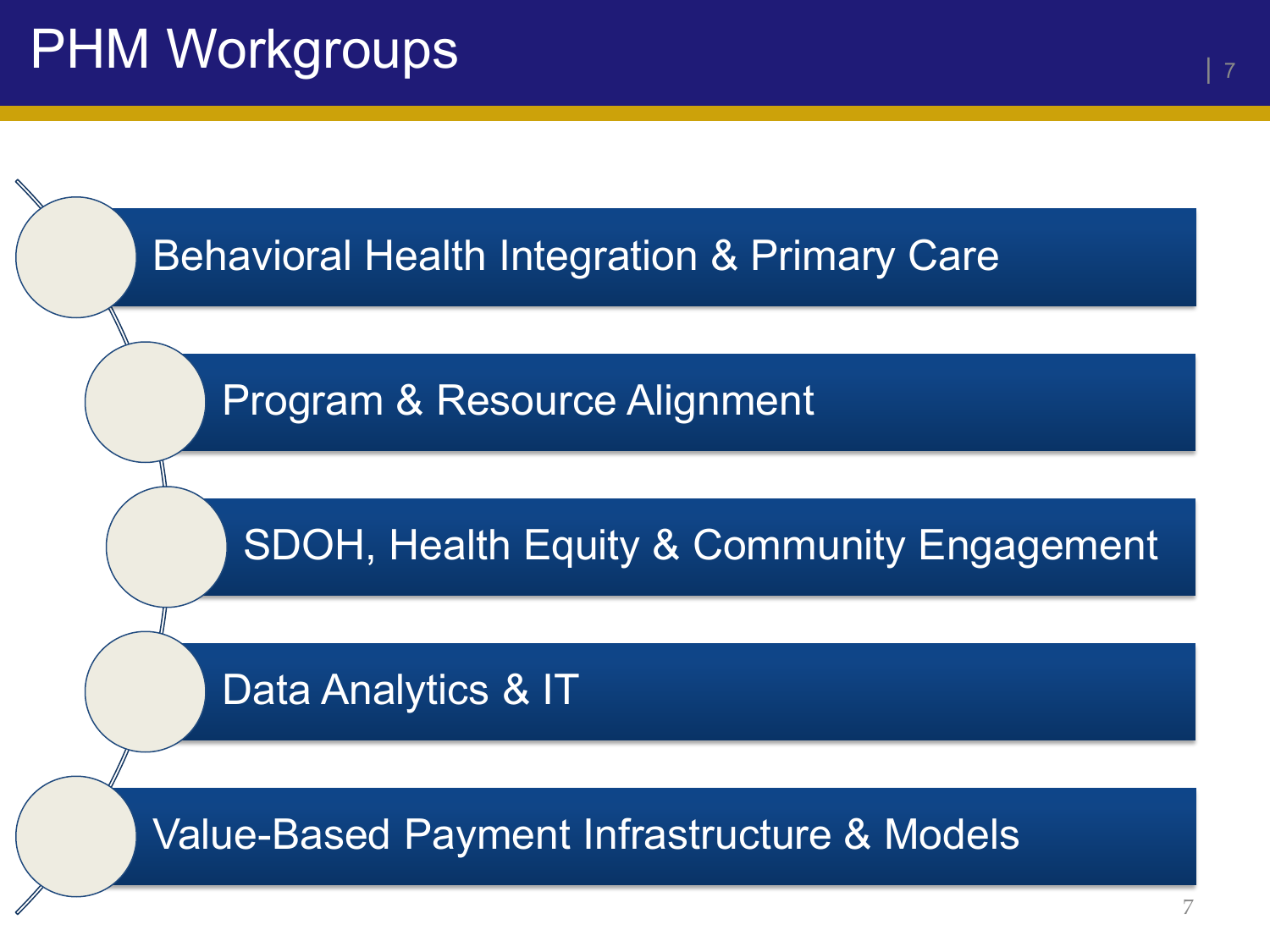# PHM Workgroups

- Behavioral Health Integration & Primary Care
- Program & Resource Alignment
- SDOH, Health Equity & Community Engagement
- Data Analytics & IT
- Value-Based Payment Infrastructure & Models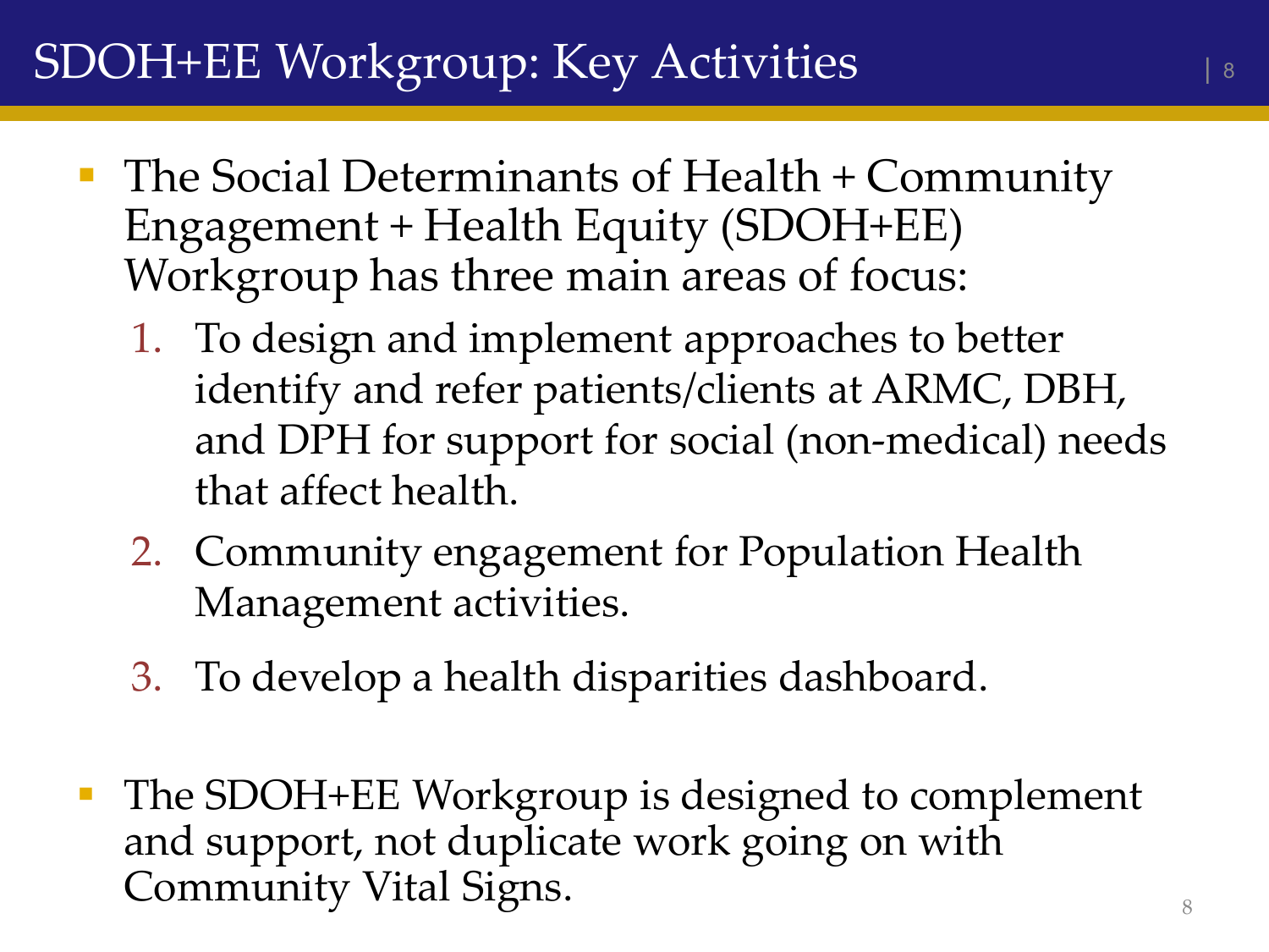# SDOH+EE Workgroup: Key Activities

- The Social Determinants of Health + Community Engagement + Health Equity (SDOH+EE) Workgroup has three main areas of focus:
  1. To design and implement approaches to better identify and refer patients/clients at ARMC, DBH, and DPH for support for social (non-medical) needs that affect health.
  2. Community engagement for Population Health Management activities.
  3. To develop a health disparities dashboard.

- The SDOH+EE Workgroup is designed to complement and support, not duplicate work going on with Community Vital Signs.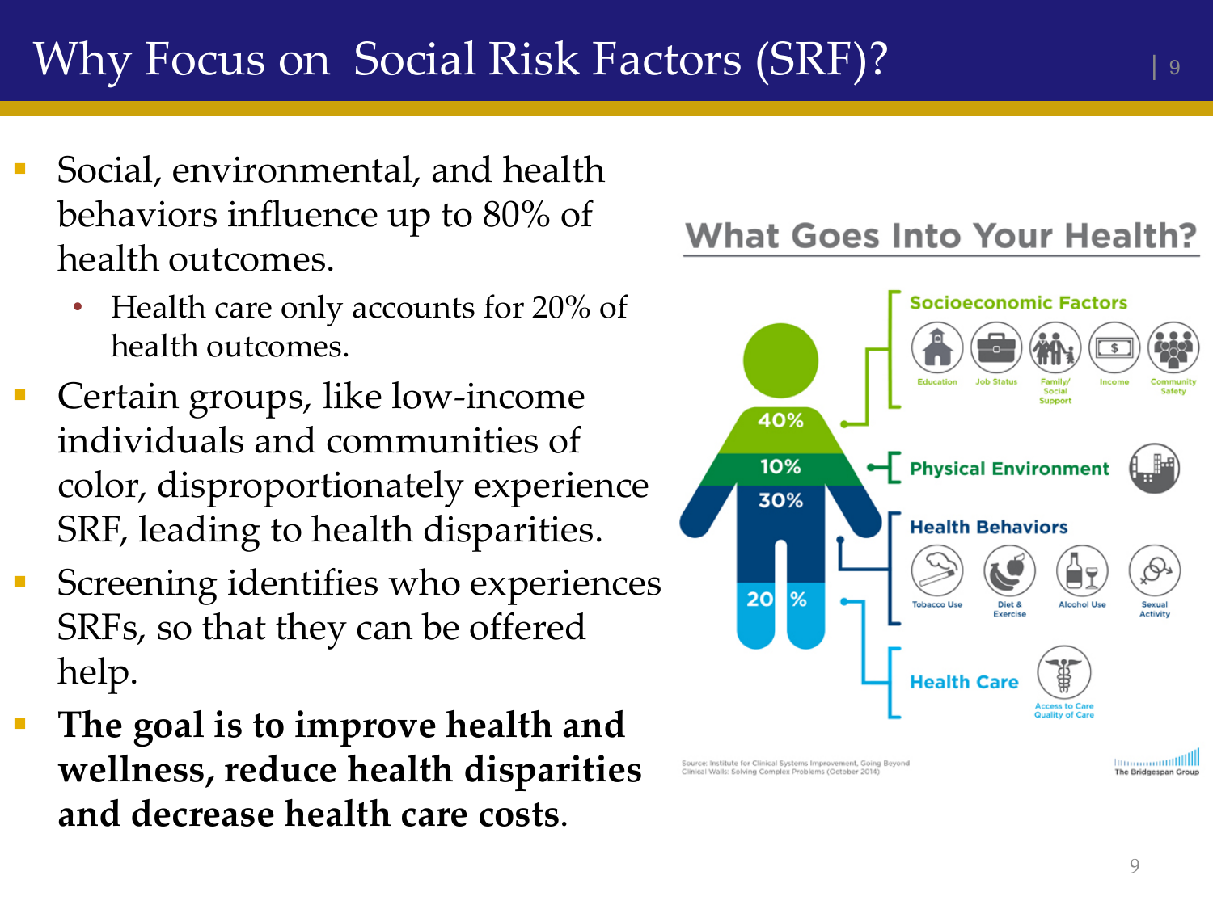# Why Focus on Social Risk Factors (SRF)?

- Social, environmental, and health behaviors influence up to 80% of health outcomes.
  - Health care only accounts for 20% of health outcomes.
- Certain groups, like low-income individuals and communities of color, disproportionately experience SRF, leading to health disparities.
- Screening identifies who experiences SRFs, so that they can be offered help.
- **The goal is to improve health and wellness, reduce health disparities and decrease health care costs**.

## What Goes Into Your Health?

- 40% — **Socioeconomic Factors**: Education, Job Status, Family/ Social Support, Income, Community Safety
- 10% — **Physical Environment**
- 30% — **Health Behaviors**: Tobacco Use, Diet & Exercise, Alcohol Use, Sexual Activity
- 20% — **Health Care**: Access to Care, Quality of Care

Source: Institute for Clinical Systems Improvement, Going Beyond Clinical Walls: Solving Complex Problems (October 2014)

The Bridgespan Group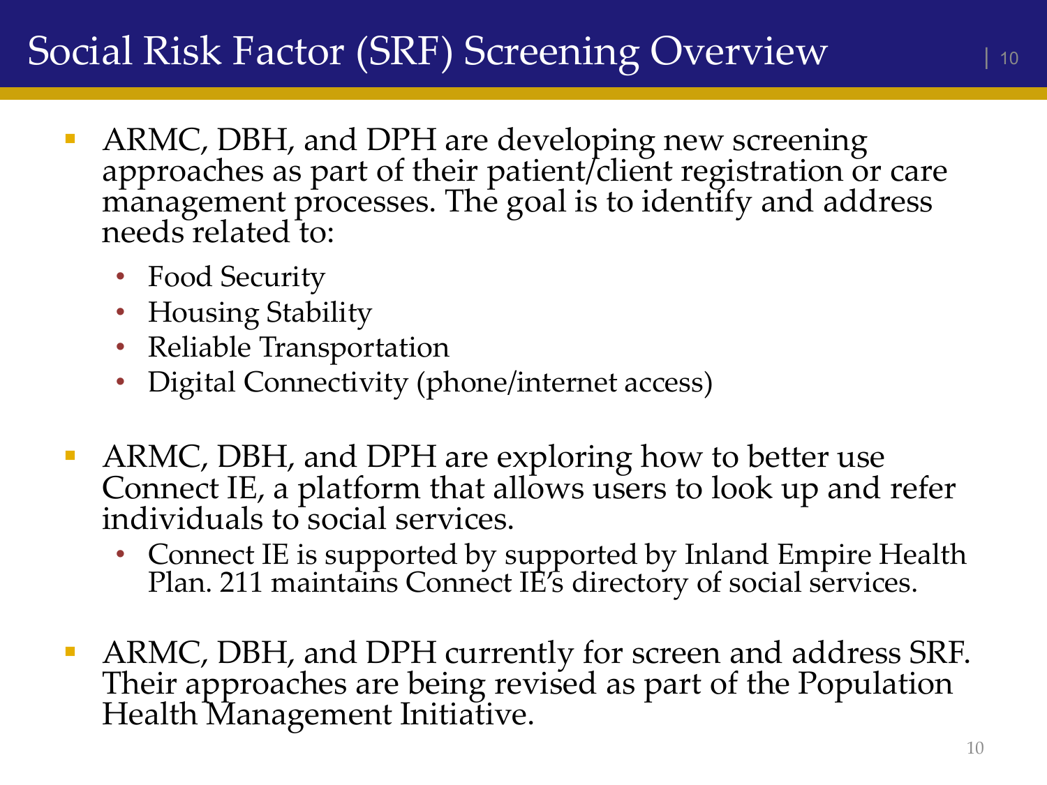# Social Risk Factor (SRF) Screening Overview

- ARMC, DBH, and DPH are developing new screening approaches as part of their patient/client registration or care management processes. The goal is to identify and address needs related to:
  - Food Security
  - Housing Stability
  - Reliable Transportation
  - Digital Connectivity (phone/internet access)

- ARMC, DBH, and DPH are exploring how to better use Connect IE, a platform that allows users to look up and refer individuals to social services.
  - Connect IE is supported by supported by Inland Empire Health Plan. 211 maintains Connect IE's directory of social services.

- ARMC, DBH, and DPH currently for screen and address SRF. Their approaches are being revised as part of the Population Health Management Initiative.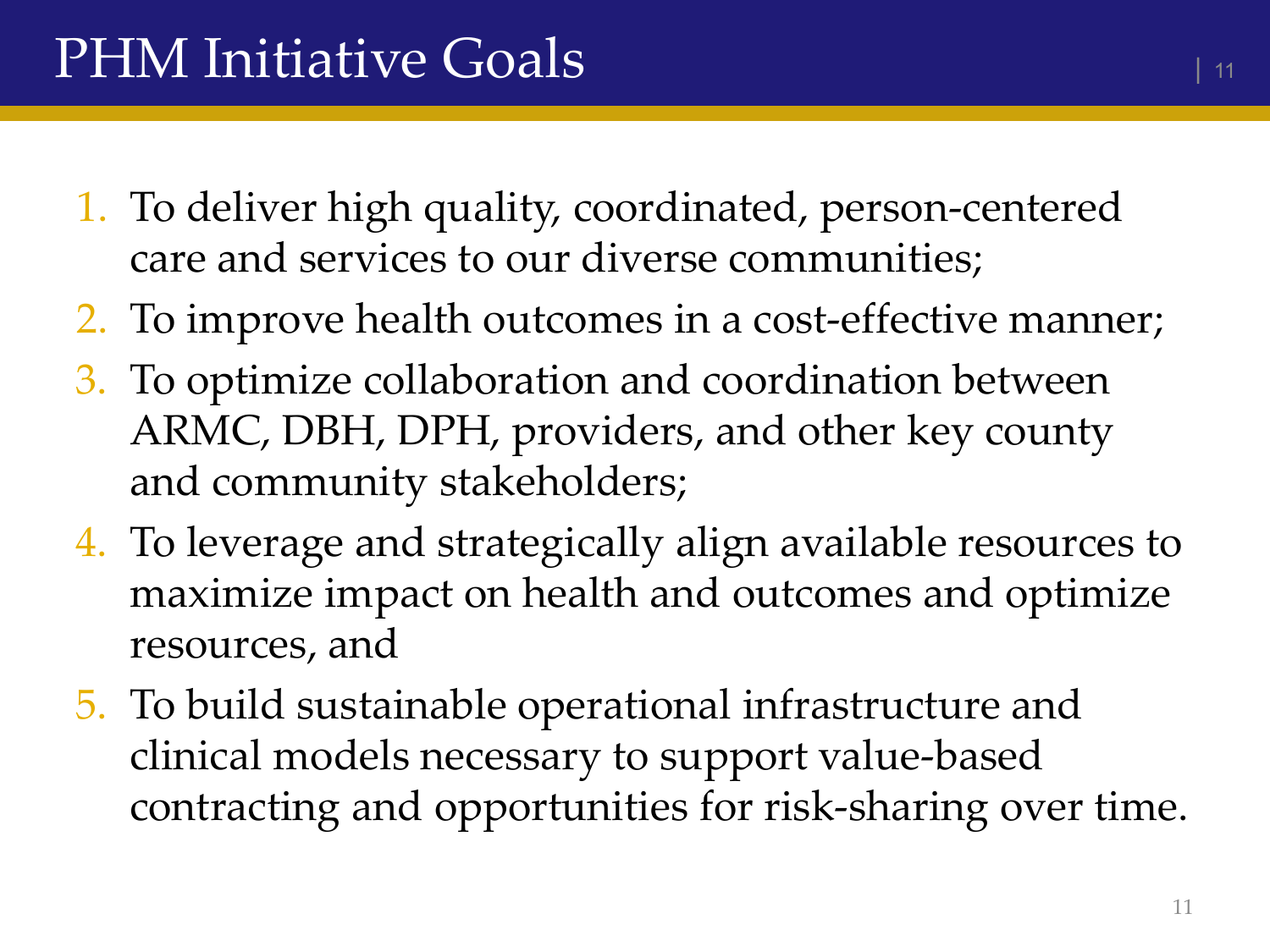# PHM Initiative Goals

1. To deliver high quality, coordinated, person-centered care and services to our diverse communities;
2. To improve health outcomes in a cost-effective manner;
3. To optimize collaboration and coordination between ARMC, DBH, DPH, providers, and other key county and community stakeholders;
4. To leverage and strategically align available resources to maximize impact on health and outcomes and optimize resources, and
5. To build sustainable operational infrastructure and clinical models necessary to support value-based contracting and opportunities for risk-sharing over time.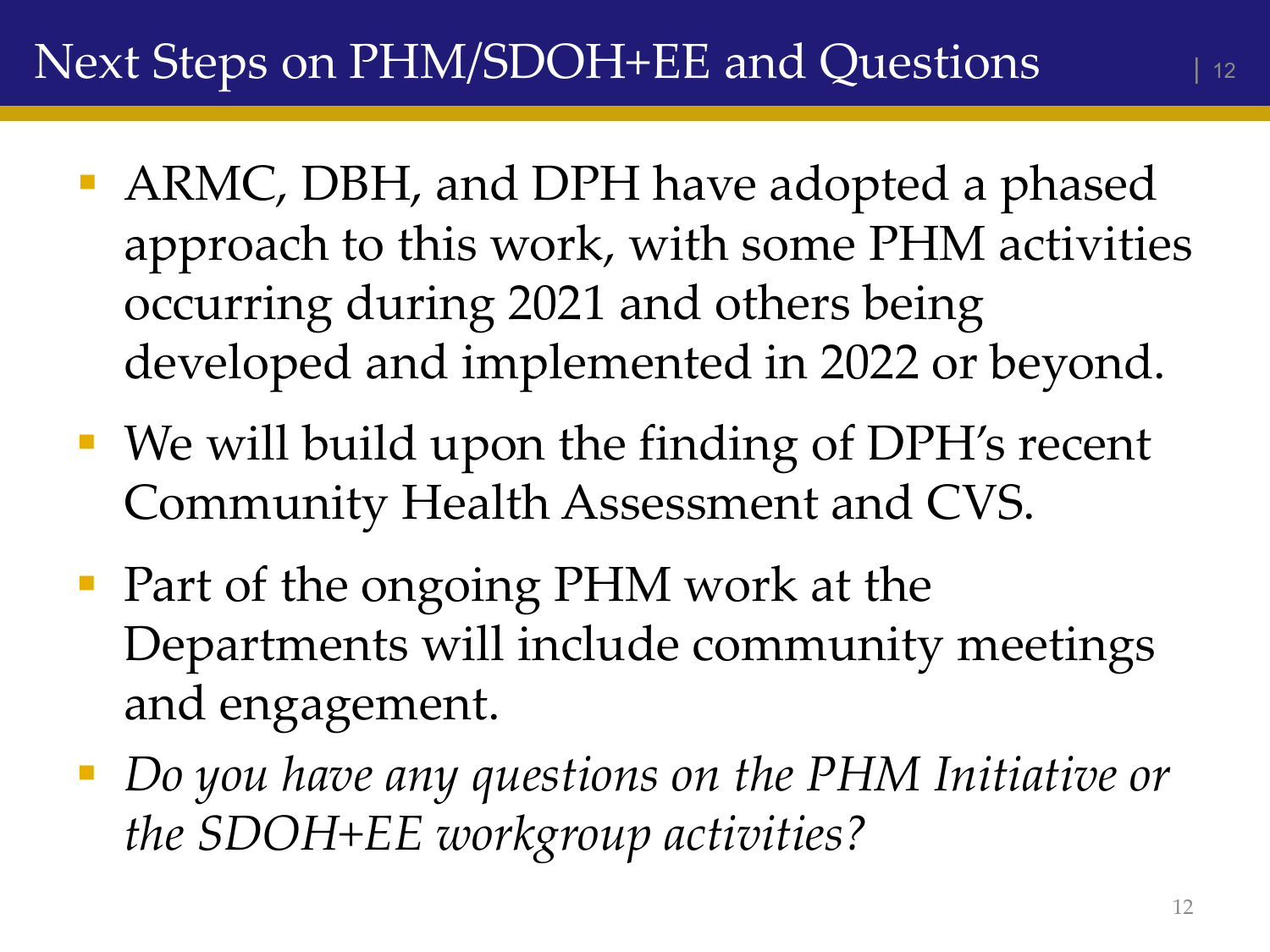# Next Steps on PHM/SDOH+EE and Questions

- ARMC, DBH, and DPH have adopted a phased approach to this work, with some PHM activities occurring during 2021 and others being developed and implemented in 2022 or beyond.
- We will build upon the finding of DPH's recent Community Health Assessment and CVS.
- Part of the ongoing PHM work at the Departments will include community meetings and engagement.
- *Do you have any questions on the PHM Initiative or the SDOH+EE workgroup activities?*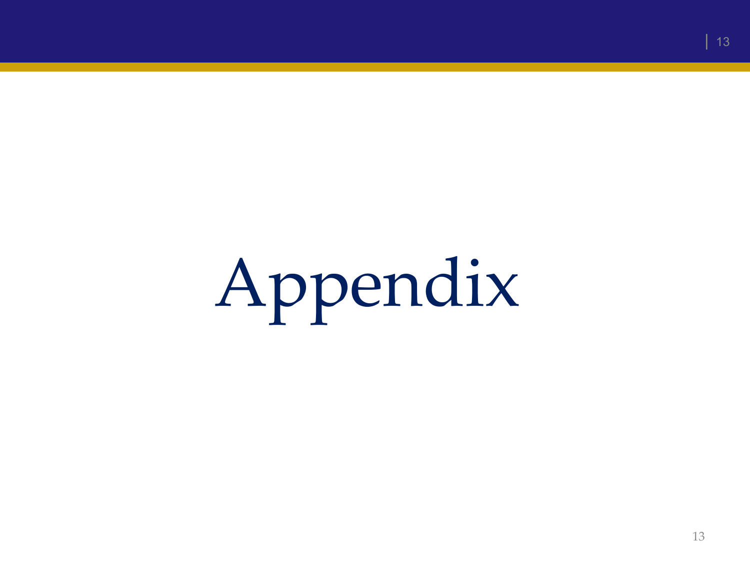# Appendix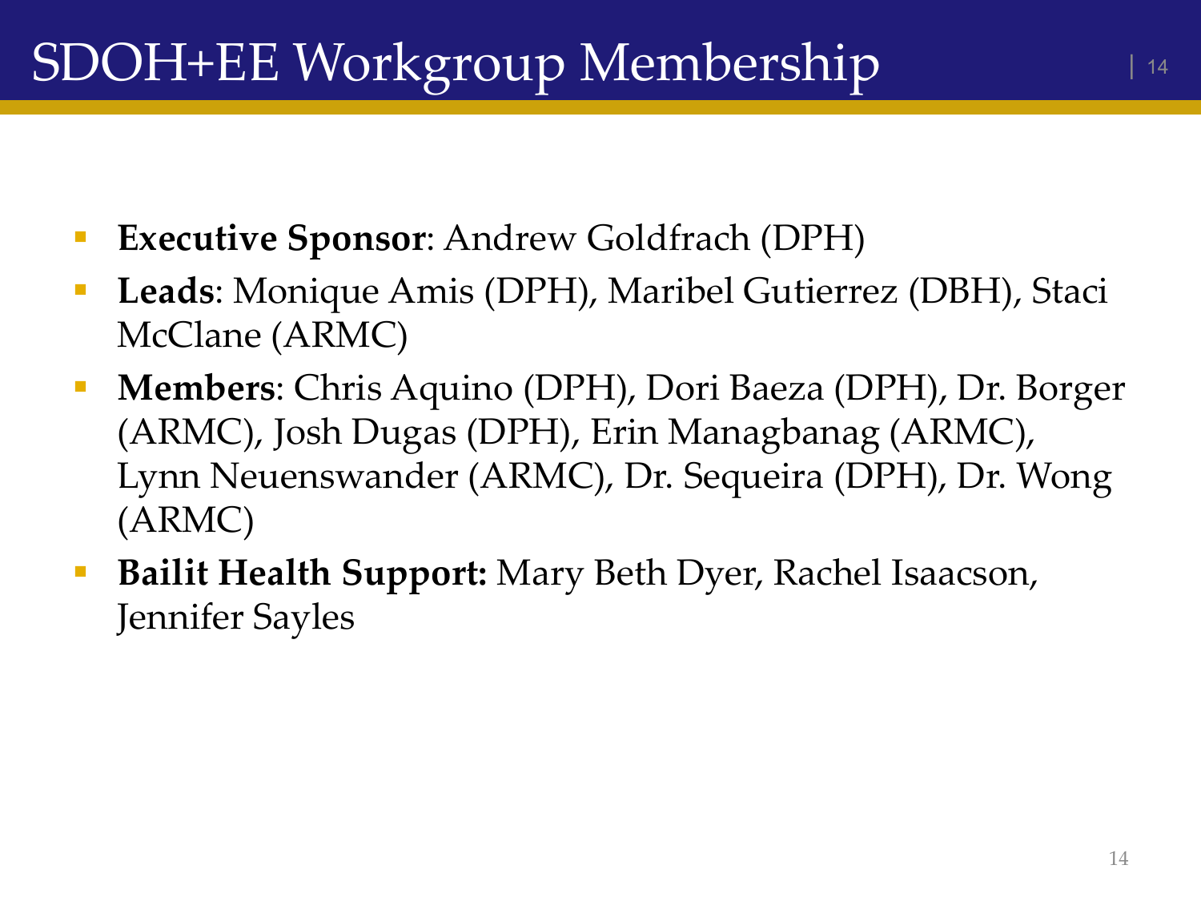# SDOH+EE Workgroup Membership

- **Executive Sponsor**: Andrew Goldfrach (DPH)
- **Leads**: Monique Amis (DPH), Maribel Gutierrez (DBH), Staci McClane (ARMC)
- **Members**: Chris Aquino (DPH), Dori Baeza (DPH), Dr. Borger (ARMC), Josh Dugas (DPH), Erin Managbanag (ARMC), Lynn Neuenswander (ARMC), Dr. Sequeira (DPH), Dr. Wong (ARMC)
- **Bailit Health Support:** Mary Beth Dyer, Rachel Isaacson, Jennifer Sayles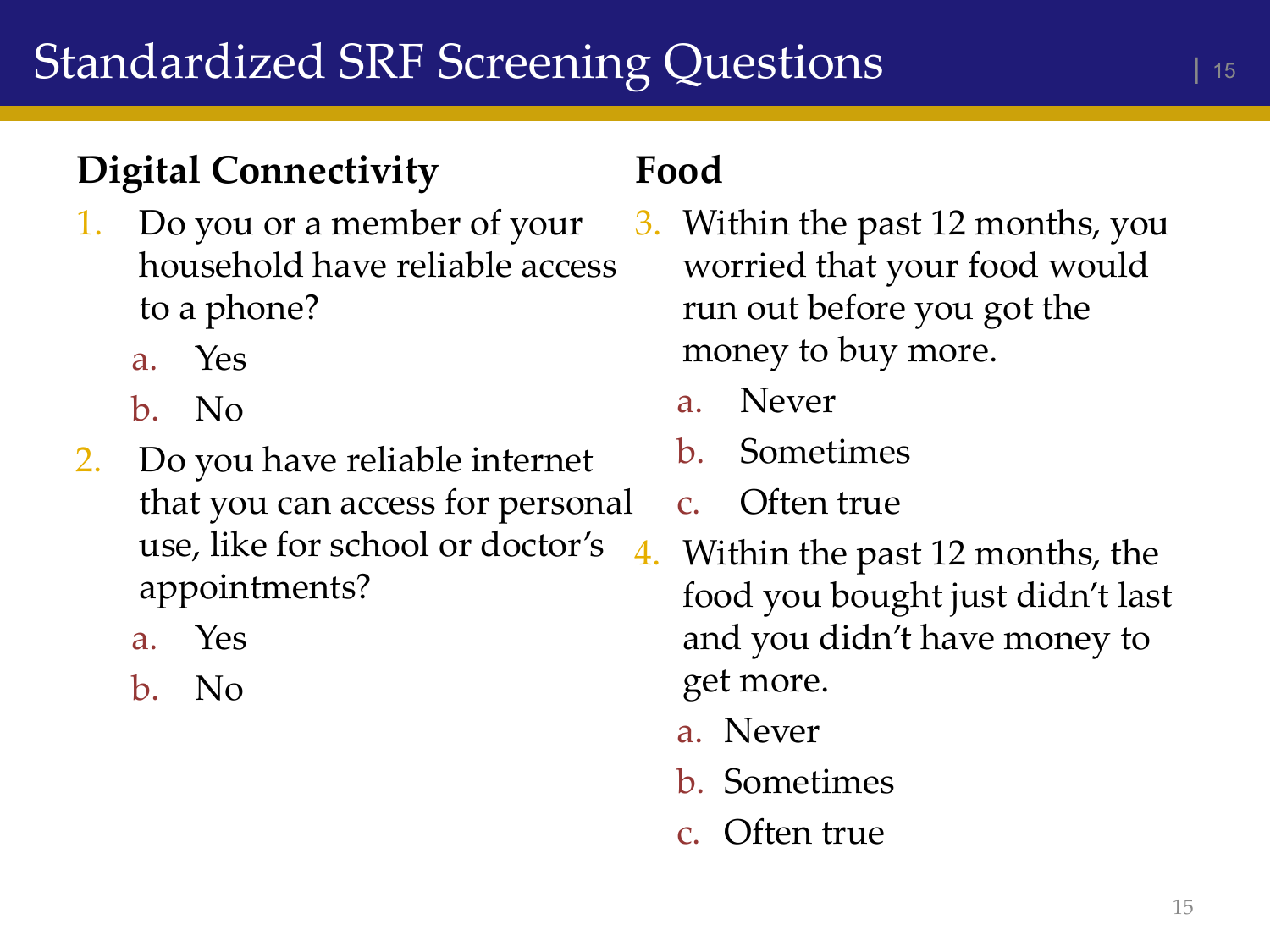# Standardized SRF Screening Questions

## Digital Connectivity

1. Do you or a member of your household have reliable access to a phone?
   a. Yes
   b. No
2. Do you have reliable internet that you can access for personal use, like for school or doctor's appointments?
   a. Yes
   b. No

## Food

3. Within the past 12 months, you worried that your food would run out before you got the money to buy more.
   a. Never
   b. Sometimes
   c. Often true
4. Within the past 12 months, the food you bought just didn't last and you didn't have money to get more.
   a. Never
   b. Sometimes
   c. Often true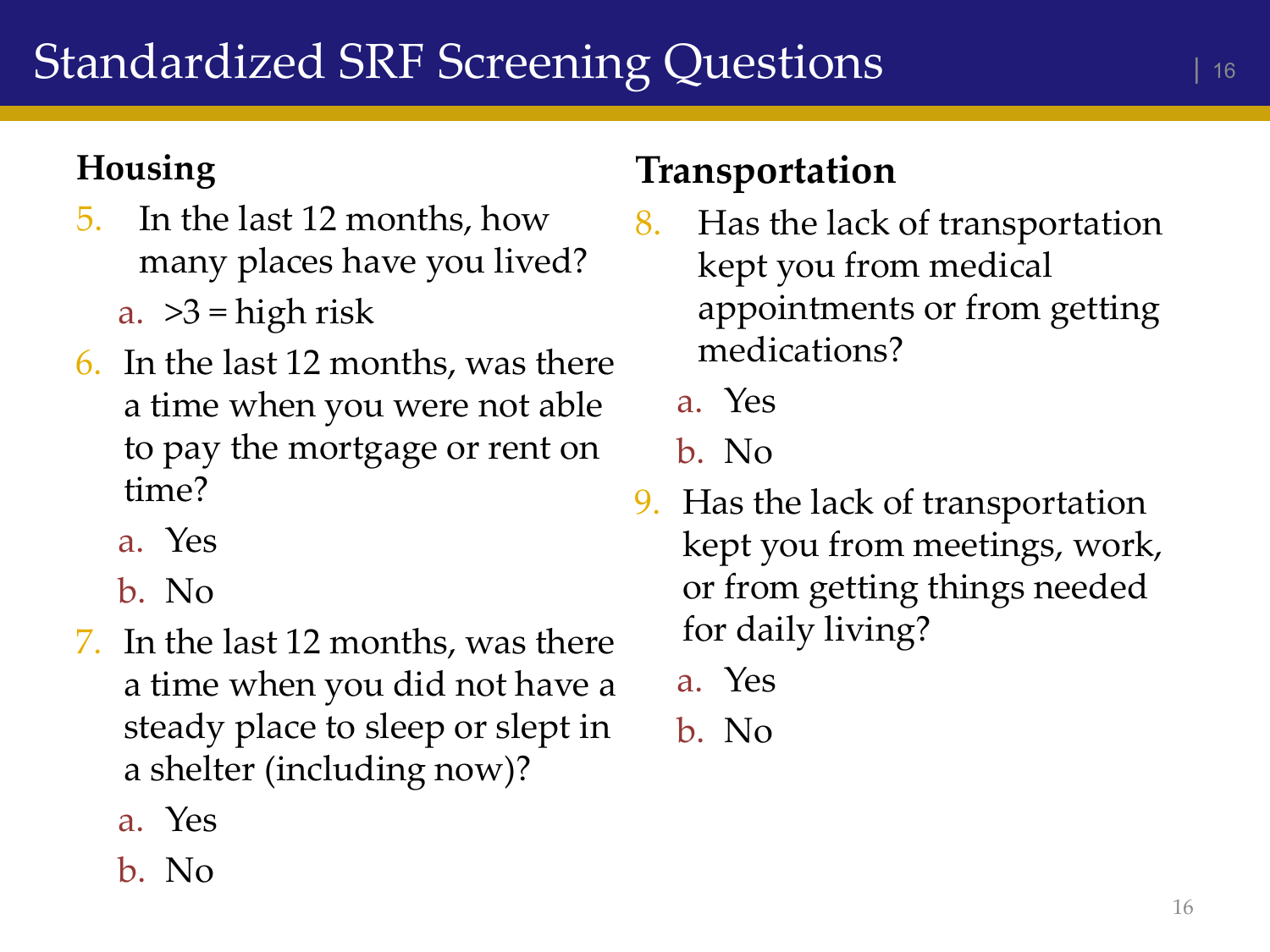# Standardized SRF Screening Questions

## Housing

5. In the last 12 months, how many places have you lived?
   a. >3 = high risk
6. In the last 12 months, was there a time when you were not able to pay the mortgage or rent on time?
   a. Yes
   b. No
7. In the last 12 months, was there a time when you did not have a steady place to sleep or slept in a shelter (including now)?
   a. Yes
   b. No

## Transportation

8. Has the lack of transportation kept you from medical appointments or from getting medications?
   a. Yes
   b. No
9. Has the lack of transportation kept you from meetings, work, or from getting things needed for daily living?
   a. Yes
   b. No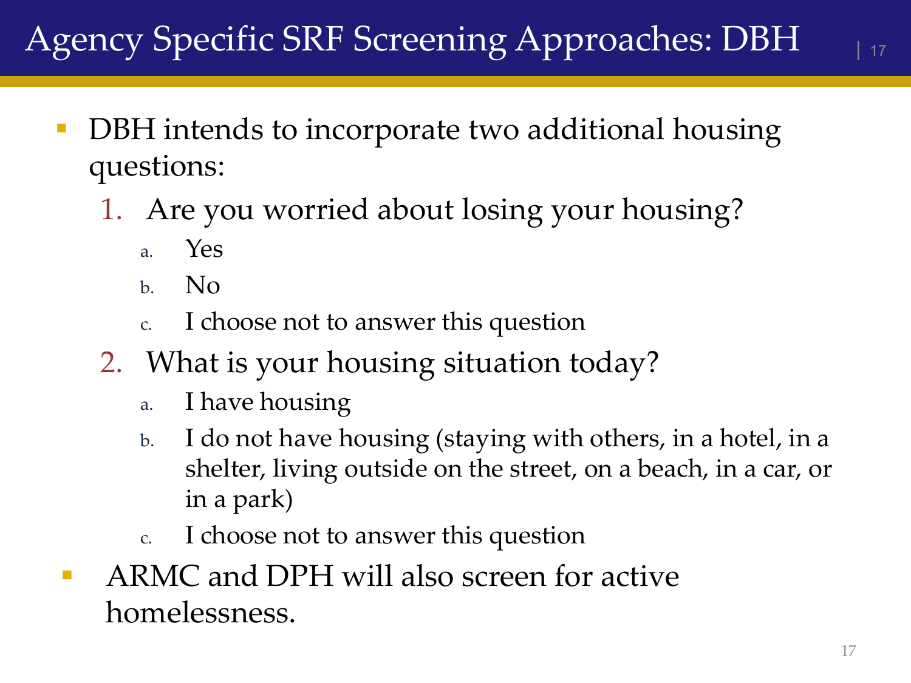# Agency Specific SRF Screening Approaches: DBH

- DBH intends to incorporate two additional housing questions:
  1. Are you worried about losing your housing?
     a. Yes
     b. No
     c. I choose not to answer this question
  2. What is your housing situation today?
     a. I have housing
     b. I do not have housing (staying with others, in a hotel, in a shelter, living outside on the street, on a beach, in a car, or in a park)
     c. I choose not to answer this question
- ARMC and DPH will also screen for active homelessness.